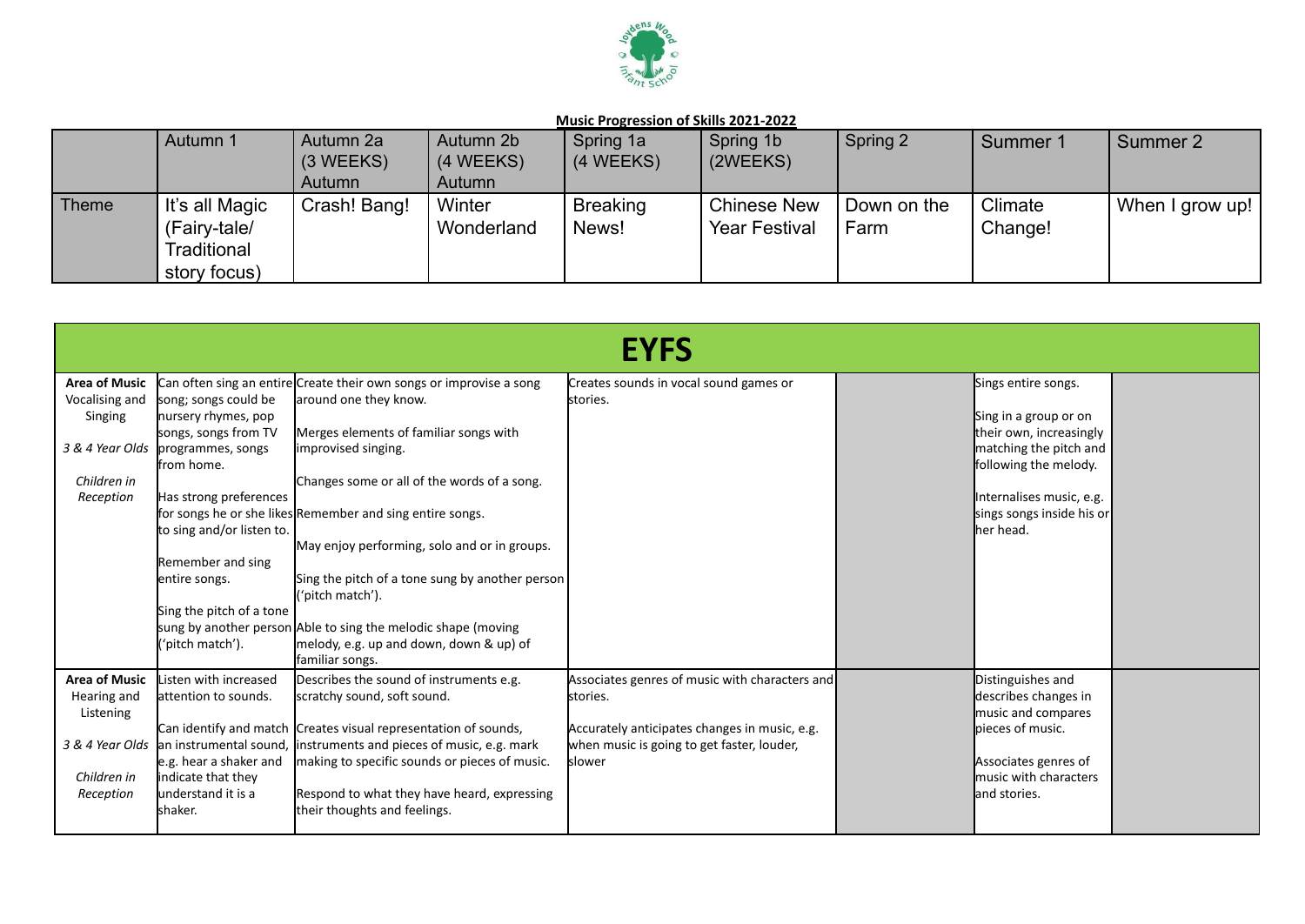**Music Progression of Skills 2021-2022**

| | Autumn 1 | Autumn 2a (3 WEEKS) Autumn | Autumn 2b (4 WEEKS) Autumn | Spring 1a (4 WEEKS) | Spring 1b (2WEEKS) | Spring 2 | Summer 1 | Summer 2 |
|---|---|---|---|---|---|---|---|---|
| Theme | It's all Magic (Fairy-tale/ Traditional story focus) | Crash! Bang! | Winter Wonderland | Breaking News! | Chinese New Year Festival | Down on the Farm | Climate Change! | When I grow up! |

# EYFS

| | | | | | | |
|---|---|---|---|---|---|---|
| **Area of Music** Vocalising and Singing<br><br>*3 & 4 Year Olds*<br><br>*Children in Reception* | Can often sing an entire song; songs could be nursery rhymes, pop songs, songs from TV programmes, songs from home.<br><br>Has strong preferences for songs he or she likes to sing and/or listen to.<br><br>Remember and sing entire songs.<br><br>Sing the pitch of a tone sung by another person ('pitch match'). | Create their own songs or improvise a song around one they know.<br><br>Merges elements of familiar songs with improvised singing.<br><br>Changes some or all of the words of a song.<br><br>Remember and sing entire songs.<br><br>May enjoy performing, solo and or in groups.<br><br>Sing the pitch of a tone sung by another person ('pitch match').<br><br>Able to sing the melodic shape (moving melody, e.g. up and down, down & up) of familiar songs. | Creates sounds in vocal sound games or stories. | | Sings entire songs.<br><br>Sing in a group or on their own, increasingly matching the pitch and following the melody.<br><br>Internalises music, e.g. sings songs inside his or her head. | |
| **Area of Music** Hearing and Listening<br><br>*3 & 4 Year Olds*<br><br>*Children in Reception* | Listen with increased attention to sounds.<br><br>Can identify and match an instrumental sound, e.g. hear a shaker and indicate that they understand it is a shaker. | Describes the sound of instruments e.g. scratchy sound, soft sound.<br><br>Creates visual representation of sounds, instruments and pieces of music, e.g. mark making to specific sounds or pieces of music.<br><br>Respond to what they have heard, expressing their thoughts and feelings. | Associates genres of music with characters and stories.<br><br>Accurately anticipates changes in music, e.g. when music is going to get faster, louder, slower | | Distinguishes and describes changes in music and compares pieces of music.<br><br>Associates genres of music with characters and stories. | |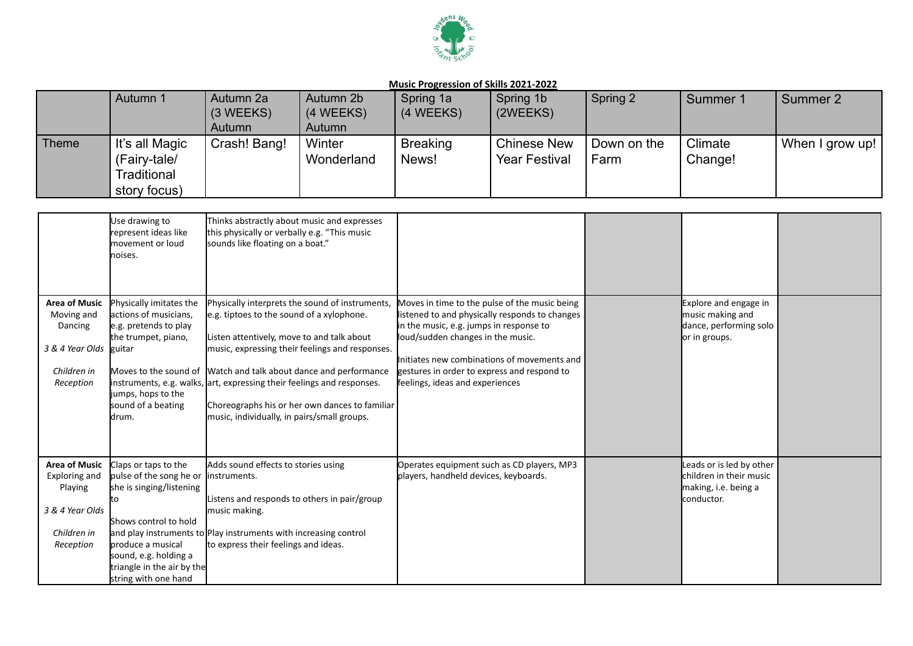**Music Progression of Skills 2021-2022**

| | Autumn 1 | Autumn 2a (3 WEEKS) Autumn | Autumn 2b (4 WEEKS) Autumn | Spring 1a (4 WEEKS) | Spring 1b (2WEEKS) | Spring 2 | Summer 1 | Summer 2 |
|---|---|---|---|---|---|---|---|---|
| Theme | It's all Magic (Fairy-tale/ Traditional story focus) | Crash! Bang! | Winter Wonderland | Breaking News! | Chinese New Year Festival | Down on the Farm | Climate Change! | When I grow up! |

| | Autumn 1 | Autumn 2a / Autumn 2b | Spring 1a / Spring 1b | Spring 2 | Summer 1 | Summer 2 |
|---|---|---|---|---|---|---|
| | Use drawing to represent ideas like movement or loud noises. | Thinks abstractly about music and expresses this physically or verbally e.g. "This music sounds like floating on a boat." | | | | |
| **Area of Music** Moving and Dancing<br><br>*3 & 4 Year Olds*<br><br>*Children in Reception* | Physically imitates the actions of musicians, e.g. pretends to play the trumpet, piano, guitar<br><br>Moves to the sound of instruments, e.g. walks, jumps, hops to the sound of a beating drum. | Physically interprets the sound of instruments, e.g. tiptoes to the sound of a xylophone.<br><br>Listen attentively, move to and talk about music, expressing their feelings and responses.<br><br>Watch and talk about dance and performance art, expressing their feelings and responses.<br><br>Choreographs his or her own dances to familiar music, individually, in pairs/small groups. | Moves in time to the pulse of the music being listened to and physically responds to changes in the music, e.g. jumps in response to loud/sudden changes in the music.<br><br>Initiates new combinations of movements and gestures in order to express and respond to feelings, ideas and experiences | | Explore and engage in music making and dance, performing solo or in groups. | |
| **Area of Music** Exploring and Playing<br><br>*3 & 4 Year Olds*<br><br>*Children in Reception* | Claps or taps to the pulse of the song he or she is singing/listening to<br><br>Shows control to hold and play instruments to produce a musical sound, e.g. holding a triangle in the air by the string with one hand | Adds sound effects to stories using instruments.<br><br>Listens and responds to others in pair/group music making.<br><br>Play instruments with increasing control to express their feelings and ideas. | Operates equipment such as CD players, MP3 players, handheld devices, keyboards. | | Leads or is led by other children in their music making, i.e. being a conductor. | |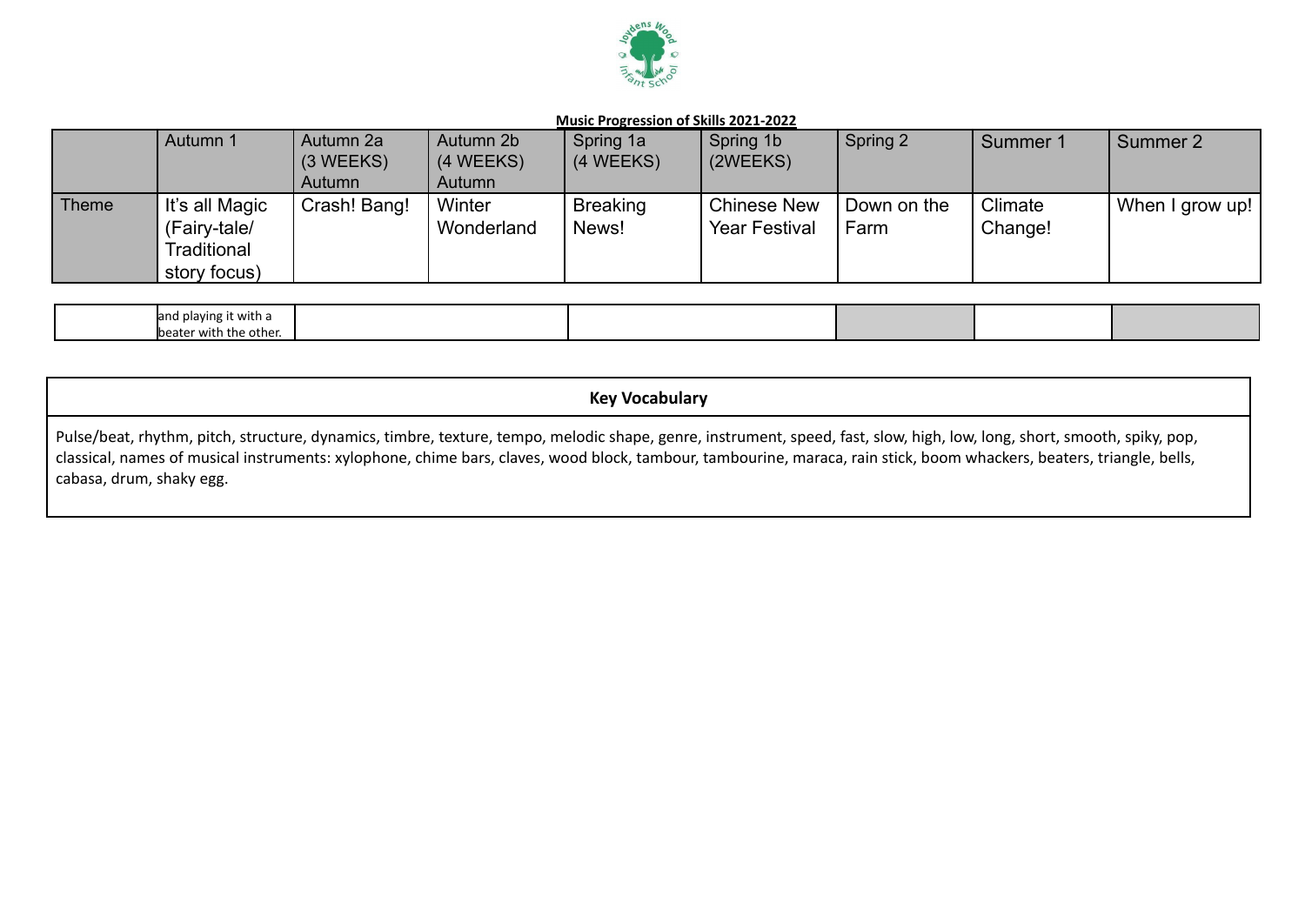**Music Progression of Skills 2021-2022**

| | Autumn 1 | Autumn 2a (3 WEEKS) Autumn | Autumn 2b (4 WEEKS) Autumn | Spring 1a (4 WEEKS) | Spring 1b (2WEEKS) | Spring 2 | Summer 1 | Summer 2 |
|---|---|---|---|---|---|---|---|---|
| Theme | It's all Magic (Fairy-tale/ Traditional story focus) | Crash! Bang! | Winter Wonderland | Breaking News! | Chinese New Year Festival | Down on the Farm | Climate Change! | When I grow up! |
| | and playing it with a beater with the other. | | | | | | | |

| Key Vocabulary |
|---|
| Pulse/beat, rhythm, pitch, structure, dynamics, timbre, texture, tempo, melodic shape, genre, instrument, speed, fast, slow, high, low, long, short, smooth, spiky, pop, classical, names of musical instruments: xylophone, chime bars, claves, wood block, tambour, tambourine, maraca, rain stick, boom whackers, beaters, triangle, bells, cabasa, drum, shaky egg. |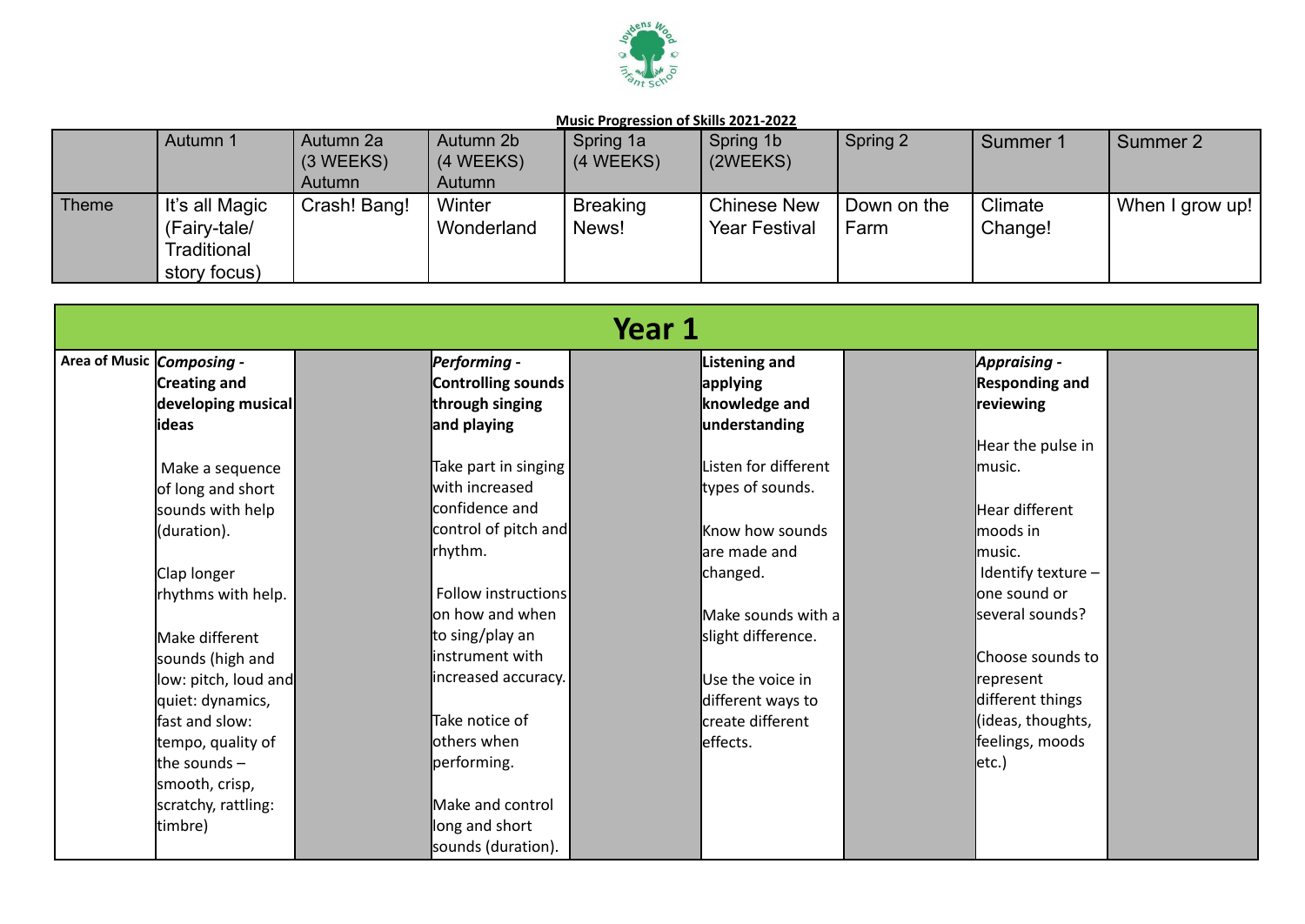**Music Progression of Skills 2021-2022**

| | Autumn 1 | Autumn 2a (3 WEEKS) Autumn | Autumn 2b (4 WEEKS) Autumn | Spring 1a (4 WEEKS) | Spring 1b (2WEEKS) | Spring 2 | Summer 1 | Summer 2 |
|---|---|---|---|---|---|---|---|---|
| Theme | It's all Magic (Fairy-tale/ Traditional story focus) | Crash! Bang! | Winter Wonderland | Breaking News! | Chinese New Year Festival | Down on the Farm | Climate Change! | When I grow up! |

# Year 1

| Area of Music | *Composing -* **Creating and developing musical ideas** | | *Performing -* **Controlling sounds through singing and playing** | | **Listening and applying knowledge and understanding** | | *Appraising -* **Responding and reviewing** | |
|---|---|---|---|---|---|---|---|---|
| | Make a sequence of long and short sounds with help (duration).<br><br>Clap longer rhythms with help.<br><br>Make different sounds (high and low: pitch, loud and quiet: dynamics, fast and slow: tempo, quality of the sounds – smooth, crisp, scratchy, rattling: timbre) | | Take part in singing with increased confidence and control of pitch and rhythm.<br><br>Follow instructions on how and when to sing/play an instrument with increased accuracy.<br><br>Take notice of others when performing.<br><br>Make and control long and short sounds (duration). | | Listen for different types of sounds.<br><br>Know how sounds are made and changed.<br><br>Make sounds with a slight difference.<br><br>Use the voice in different ways to create different effects. | | Hear the pulse in music.<br><br>Hear different moods in music.<br>Identify texture – one sound or several sounds?<br><br>Choose sounds to represent different things (ideas, thoughts, feelings, moods etc.) | |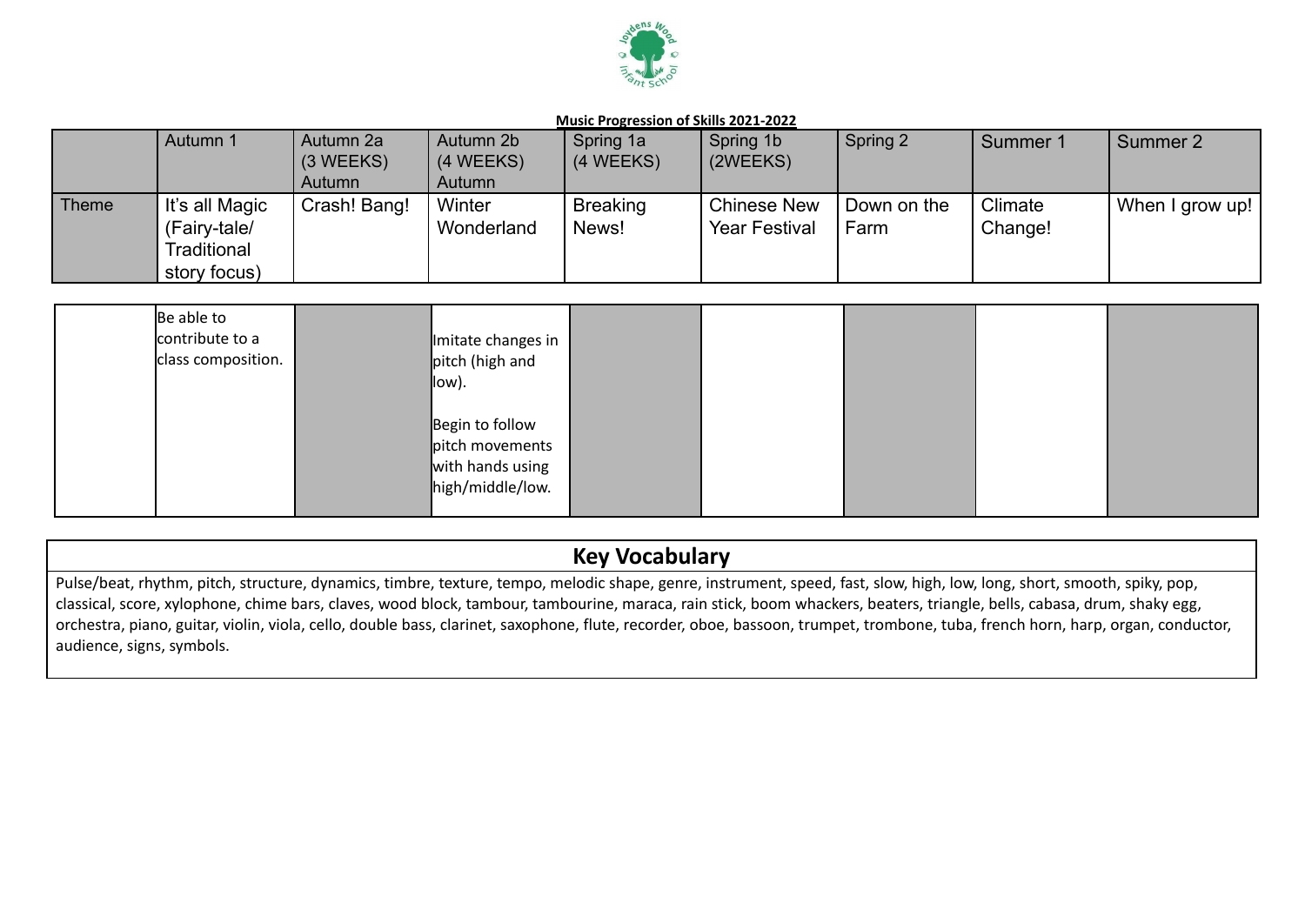**Music Progression of Skills 2021-2022**

| | Autumn 1 | Autumn 2a (3 WEEKS) Autumn | Autumn 2b (4 WEEKS) Autumn | Spring 1a (4 WEEKS) | Spring 1b (2WEEKS) | Spring 2 | Summer 1 | Summer 2 |
|---|---|---|---|---|---|---|---|---|
| Theme | It's all Magic (Fairy-tale/ Traditional story focus) | Crash! Bang! | Winter Wonderland | Breaking News! | Chinese New Year Festival | Down on the Farm | Climate Change! | When I grow up! |
| | Be able to contribute to a class composition. | | Imitate changes in pitch (high and low).<br><br>Begin to follow pitch movements with hands using high/middle/low. | | | | | |

## Key Vocabulary

Pulse/beat, rhythm, pitch, structure, dynamics, timbre, texture, tempo, melodic shape, genre, instrument, speed, fast, slow, high, low, long, short, smooth, spiky, pop, classical, score, xylophone, chime bars, claves, wood block, tambour, tambourine, maraca, rain stick, boom whackers, beaters, triangle, bells, cabasa, drum, shaky egg, orchestra, piano, guitar, violin, viola, cello, double bass, clarinet, saxophone, flute, recorder, oboe, bassoon, trumpet, trombone, tuba, french horn, harp, organ, conductor, audience, signs, symbols.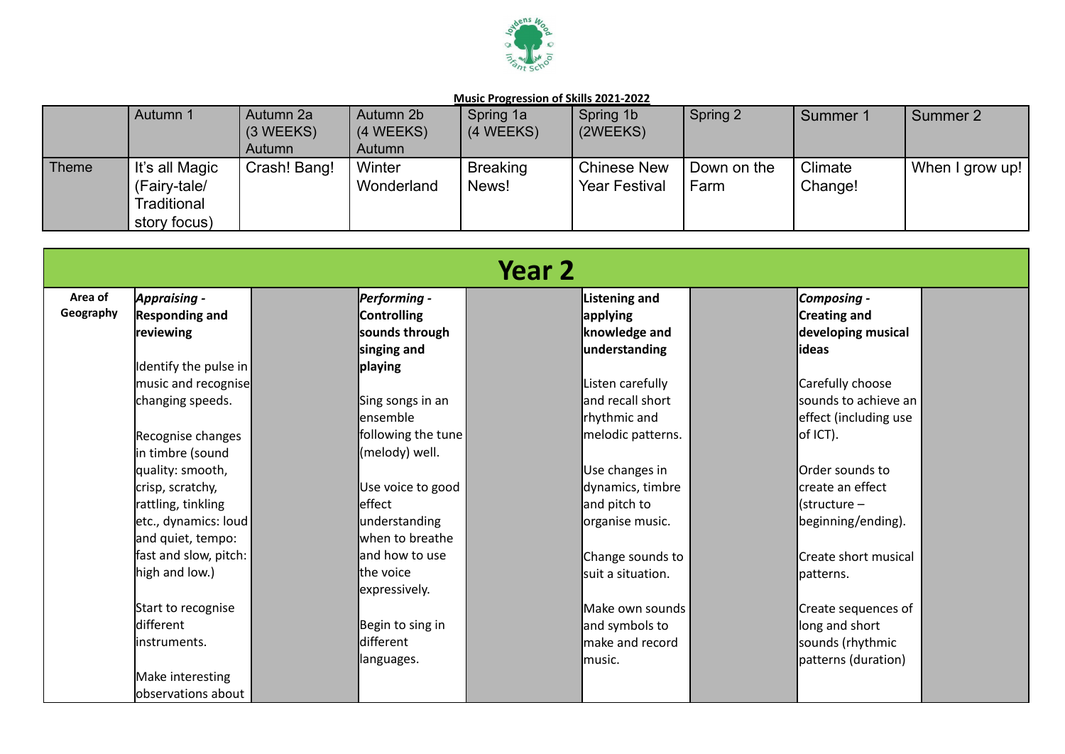**Music Progression of Skills 2021-2022**

| | Autumn 1 | Autumn 2a (3 WEEKS) Autumn | Autumn 2b (4 WEEKS) Autumn | Spring 1a (4 WEEKS) | Spring 1b (2WEEKS) | Spring 2 | Summer 1 | Summer 2 |
|---|---|---|---|---|---|---|---|---|
| Theme | It's all Magic (Fairy-tale/ Traditional story focus) | Crash! Bang! | Winter Wonderland | Breaking News! | Chinese New Year Festival | Down on the Farm | Climate Change! | When I grow up! |

# Year 2

| Area of Geography | *Appraising* - Responding and reviewing | | *Performing* - Controlling sounds through singing and playing | | Listening and applying knowledge and understanding | | *Composing* - Creating and developing musical ideas | |
|---|---|---|---|---|---|---|---|---|
| | Identify the pulse in music and recognise changing speeds.<br><br>Recognise changes in timbre (sound quality: smooth, crisp, scratchy, rattling, tinkling etc., dynamics: loud and quiet, tempo: fast and slow, pitch: high and low.)<br><br>Start to recognise different instruments.<br><br>Make interesting observations about | | Sing songs in an ensemble following the tune (melody) well.<br><br>Use voice to good effect understanding when to breathe and how to use the voice expressively.<br><br>Begin to sing in different languages. | | Listen carefully and recall short rhythmic and melodic patterns.<br><br>Use changes in dynamics, timbre and pitch to organise music.<br><br>Change sounds to suit a situation.<br><br>Make own sounds and symbols to make and record music. | | Carefully choose sounds to achieve an effect (including use of ICT).<br><br>Order sounds to create an effect (structure – beginning/ending).<br><br>Create short musical patterns.<br><br>Create sequences of long and short sounds (rhythmic patterns (duration) | |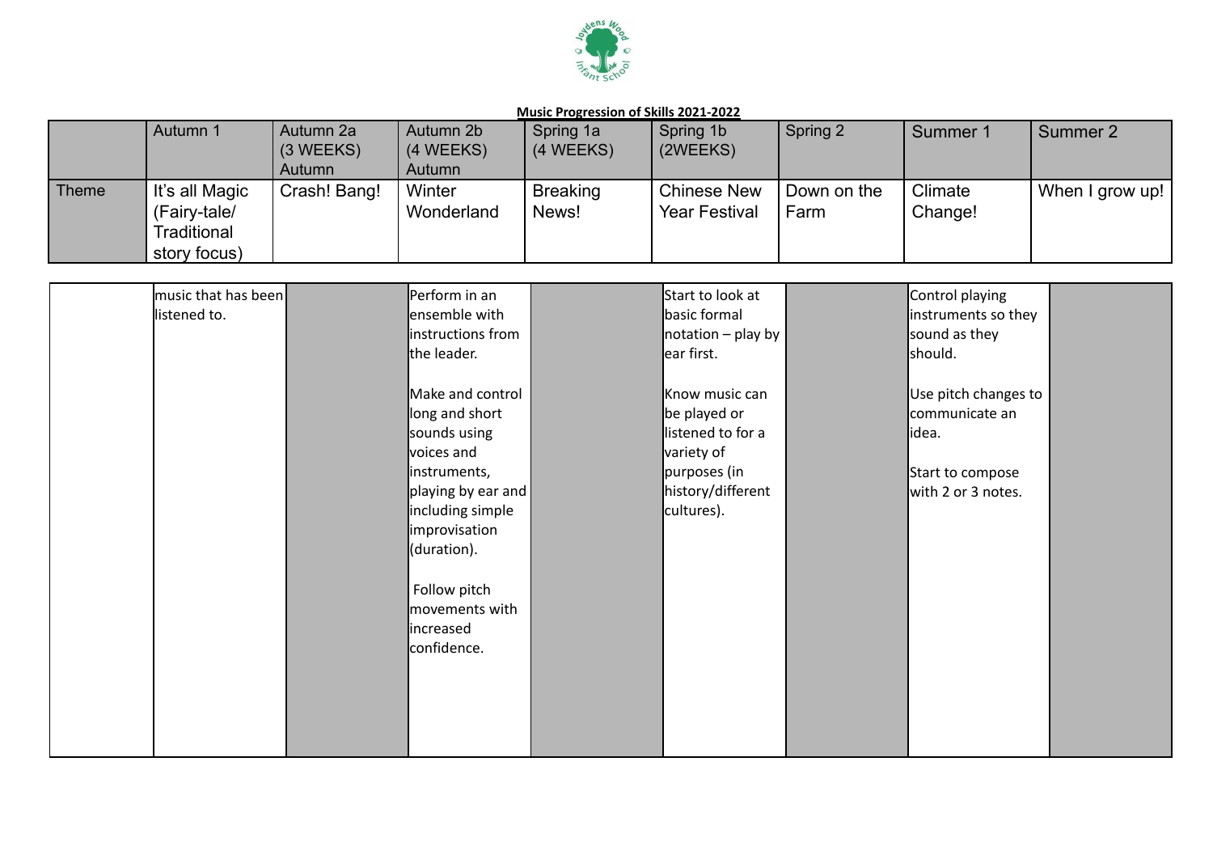**Music Progression of Skills 2021-2022**

| | Autumn 1 | Autumn 2a (3 WEEKS) Autumn | Autumn 2b (4 WEEKS) Autumn | Spring 1a (4 WEEKS) | Spring 1b (2WEEKS) | Spring 2 | Summer 1 | Summer 2 |
|---|---|---|---|---|---|---|---|---|
| Theme | It's all Magic (Fairy-tale/ Traditional story focus) | Crash! Bang! | Winter Wonderland | Breaking News! | Chinese New Year Festival | Down on the Farm | Climate Change! | When I grow up! |
| | music that has been listened to. | | Perform in an ensemble with instructions from the leader.<br><br>Make and control long and short sounds using voices and instruments, playing by ear and including simple improvisation (duration).<br><br>Follow pitch movements with increased confidence. | | Start to look at basic formal notation – play by ear first.<br><br>Know music can be played or listened to for a variety of purposes (in history/different cultures). | | Control playing instruments so they sound as they should.<br><br>Use pitch changes to communicate an idea.<br><br>Start to compose with 2 or 3 notes. | |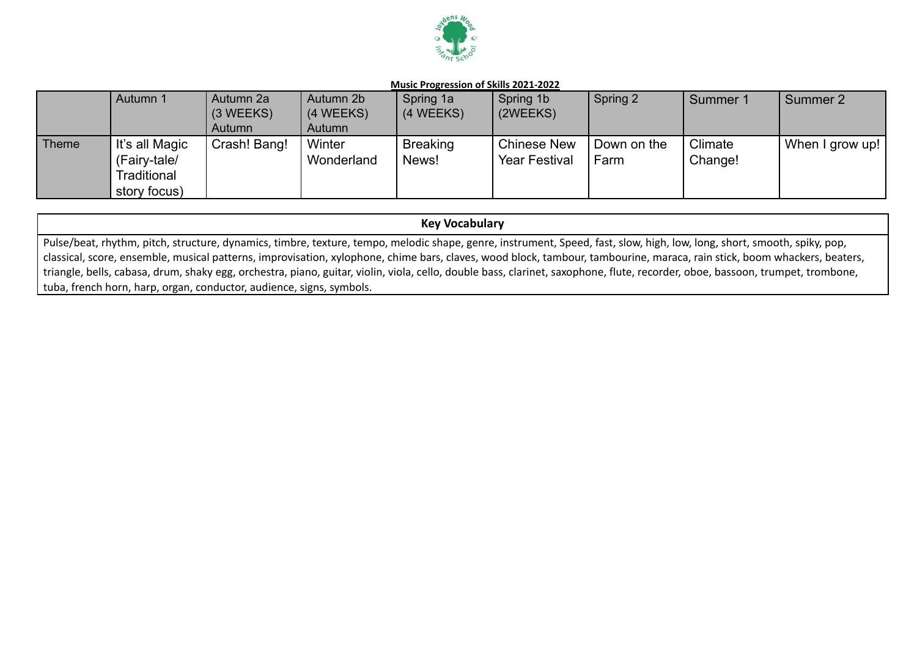**Music Progression of Skills 2021-2022**

| | Autumn 1 | Autumn 2a (3 WEEKS) Autumn | Autumn 2b (4 WEEKS) Autumn | Spring 1a (4 WEEKS) | Spring 1b (2WEEKS) | Spring 2 | Summer 1 | Summer 2 |
|---|---|---|---|---|---|---|---|---|
| Theme | It's all Magic (Fairy-tale/ Traditional story focus) | Crash! Bang! | Winter Wonderland | Breaking News! | Chinese New Year Festival | Down on the Farm | Climate Change! | When I grow up! |

| **Key Vocabulary** |
|---|
| Pulse/beat, rhythm, pitch, structure, dynamics, timbre, texture, tempo, melodic shape, genre, instrument, Speed, fast, slow, high, low, long, short, smooth, spiky, pop, classical, score, ensemble, musical patterns, improvisation, xylophone, chime bars, claves, wood block, tambour, tambourine, maraca, rain stick, boom whackers, beaters, triangle, bells, cabasa, drum, shaky egg, orchestra, piano, guitar, violin, viola, cello, double bass, clarinet, saxophone, flute, recorder, oboe, bassoon, trumpet, trombone, tuba, french horn, harp, organ, conductor, audience, signs, symbols. |